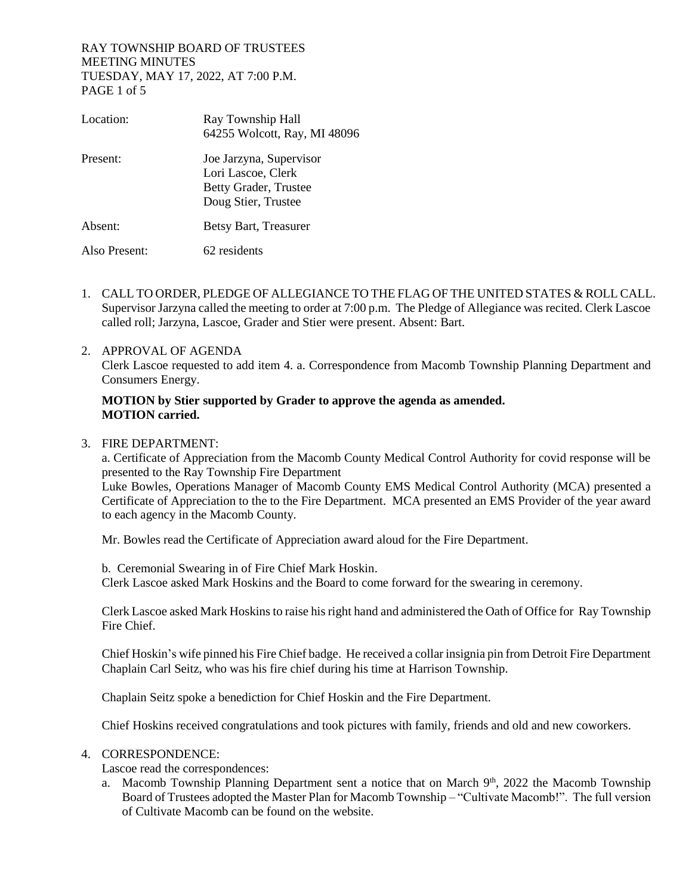RAY TOWNSHIP BOARD OF TRUSTEES
MEETING MINUTES
TUESDAY, MAY 17, 2022, AT 7:00 P.M.

| | |
|---|---|
| Location: | Ray Township Hall<br>64255 Wolcott, Ray, MI 48096 |
| Present: | Joe Jarzyna, Supervisor<br>Lori Lascoe, Clerk<br>Betty Grader, Trustee<br>Doug Stier, Trustee |
| Absent: | Betsy Bart, Treasurer |
| Also Present: | 62 residents |

1. CALL TO ORDER, PLEDGE OF ALLEGIANCE TO THE FLAG OF THE UNITED STATES & ROLL CALL.
   Supervisor Jarzyna called the meeting to order at 7:00 p.m. The Pledge of Allegiance was recited. Clerk Lascoe called roll; Jarzyna, Lascoe, Grader and Stier were present. Absent: Bart.

2. APPROVAL OF AGENDA
   Clerk Lascoe requested to add item 4. a. Correspondence from Macomb Township Planning Department and Consumers Energy.

   **MOTION by Stier supported by Grader to approve the agenda as amended.**
   **MOTION carried.**

3. FIRE DEPARTMENT:
   a. Certificate of Appreciation from the Macomb County Medical Control Authority for covid response will be presented to the Ray Township Fire Department
   Luke Bowles, Operations Manager of Macomb County EMS Medical Control Authority (MCA) presented a Certificate of Appreciation to the to the Fire Department. MCA presented an EMS Provider of the year award to each agency in the Macomb County.

   Mr. Bowles read the Certificate of Appreciation award aloud for the Fire Department.

   b. Ceremonial Swearing in of Fire Chief Mark Hoskin.
   Clerk Lascoe asked Mark Hoskins and the Board to come forward for the swearing in ceremony.

   Clerk Lascoe asked Mark Hoskins to raise his right hand and administered the Oath of Office for Ray Township Fire Chief.

   Chief Hoskin's wife pinned his Fire Chief badge. He received a collar insignia pin from Detroit Fire Department Chaplain Carl Seitz, who was his fire chief during his time at Harrison Township.

   Chaplain Seitz spoke a benediction for Chief Hoskin and the Fire Department.

   Chief Hoskins received congratulations and took pictures with family, friends and old and new coworkers.

4. CORRESPONDENCE:
   Lascoe read the correspondences:
   a. Macomb Township Planning Department sent a notice that on March 9th, 2022 the Macomb Township Board of Trustees adopted the Master Plan for Macomb Township – "Cultivate Macomb!". The full version of Cultivate Macomb can be found on the website.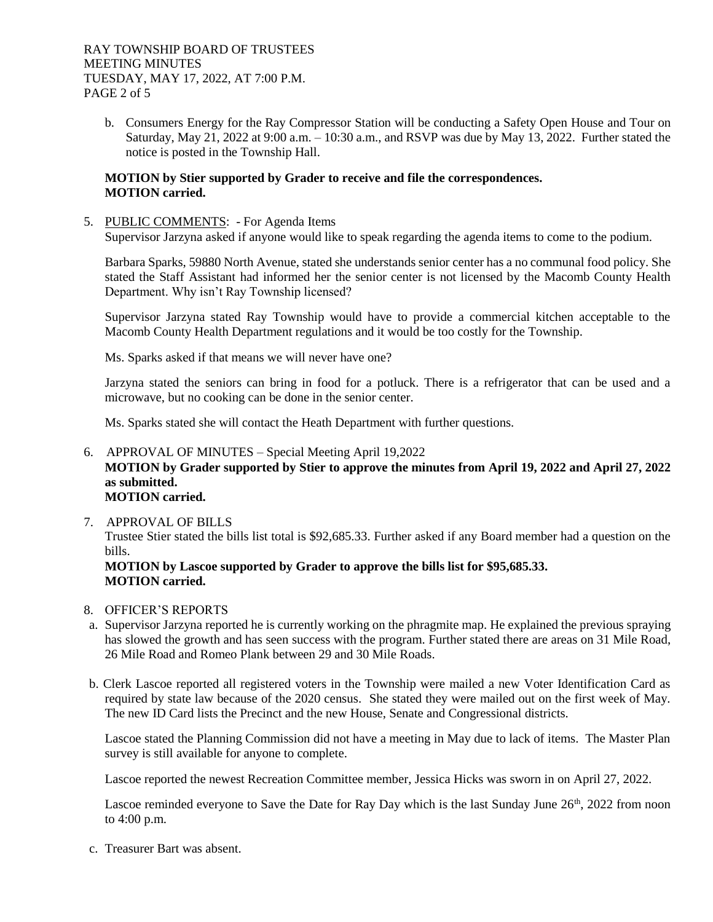b. Consumers Energy for the Ray Compressor Station will be conducting a Safety Open House and Tour on Saturday, May 21, 2022 at 9:00 a.m. – 10:30 a.m., and RSVP was due by May 13, 2022. Further stated the notice is posted in the Township Hall.

**MOTION by Stier supported by Grader to receive and file the correspondences.**
**MOTION carried.**

5. <u>PUBLIC COMMENTS</u>: - For Agenda Items

   Supervisor Jarzyna asked if anyone would like to speak regarding the agenda items to come to the podium.

   Barbara Sparks, 59880 North Avenue, stated she understands senior center has a no communal food policy. She stated the Staff Assistant had informed her the senior center is not licensed by the Macomb County Health Department. Why isn't Ray Township licensed?

   Supervisor Jarzyna stated Ray Township would have to provide a commercial kitchen acceptable to the Macomb County Health Department regulations and it would be too costly for the Township.

   Ms. Sparks asked if that means we will never have one?

   Jarzyna stated the seniors can bring in food for a potluck. There is a refrigerator that can be used and a microwave, but no cooking can be done in the senior center.

   Ms. Sparks stated she will contact the Heath Department with further questions.

6. APPROVAL OF MINUTES – Special Meeting April 19,2022

   **MOTION by Grader supported by Stier to approve the minutes from April 19, 2022 and April 27, 2022 as submitted.**
   **MOTION carried.**

7. APPROVAL OF BILLS

   Trustee Stier stated the bills list total is $92,685.33. Further asked if any Board member had a question on the bills.

   **MOTION by Lascoe supported by Grader to approve the bills list for $95,685.33.**
   **MOTION carried.**

8. OFFICER'S REPORTS

   a. Supervisor Jarzyna reported he is currently working on the phragmite map. He explained the previous spraying has slowed the growth and has seen success with the program. Further stated there are areas on 31 Mile Road, 26 Mile Road and Romeo Plank between 29 and 30 Mile Roads.

   b. Clerk Lascoe reported all registered voters in the Township were mailed a new Voter Identification Card as required by state law because of the 2020 census. She stated they were mailed out on the first week of May. The new ID Card lists the Precinct and the new House, Senate and Congressional districts.

      Lascoe stated the Planning Commission did not have a meeting in May due to lack of items. The Master Plan survey is still available for anyone to complete.

      Lascoe reported the newest Recreation Committee member, Jessica Hicks was sworn in on April 27, 2022.

      Lascoe reminded everyone to Save the Date for Ray Day which is the last Sunday June 26th, 2022 from noon to 4:00 p.m.

   c. Treasurer Bart was absent.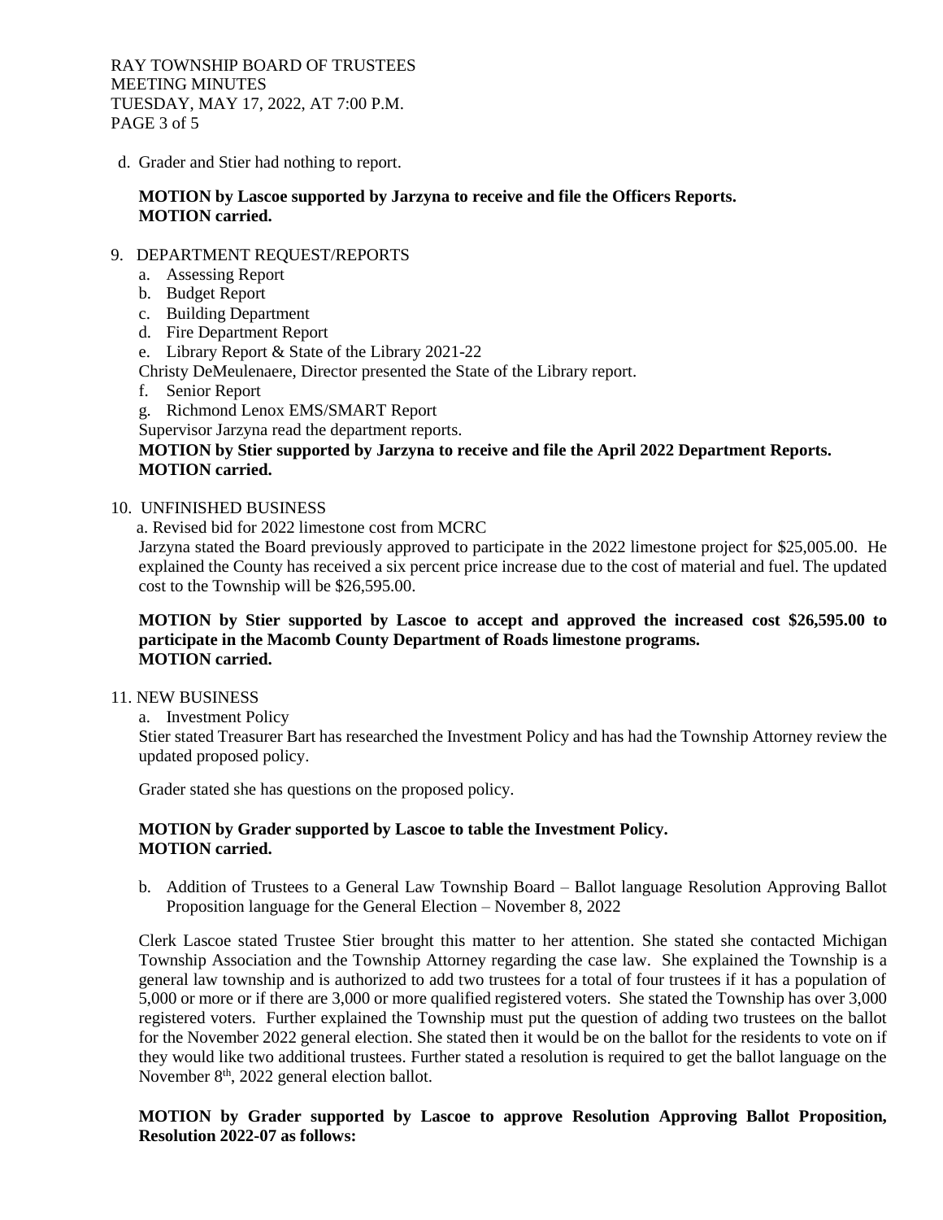d. Grader and Stier had nothing to report.

**MOTION by Lascoe supported by Jarzyna to receive and file the Officers Reports.**
**MOTION carried.**

9. DEPARTMENT REQUEST/REPORTS
   a. Assessing Report
   b. Budget Report
   c. Building Department
   d. Fire Department Report
   e. Library Report & State of the Library 2021-22

   Christy DeMeulenaere, Director presented the State of the Library report.

   f. Senior Report
   g. Richmond Lenox EMS/SMART Report

   Supervisor Jarzyna read the department reports.

   **MOTION by Stier supported by Jarzyna to receive and file the April 2022 Department Reports.**
   **MOTION carried.**

10. UNFINISHED BUSINESS

    a. Revised bid for 2022 limestone cost from MCRC

    Jarzyna stated the Board previously approved to participate in the 2022 limestone project for $25,005.00. He explained the County has received a six percent price increase due to the cost of material and fuel. The updated cost to the Township will be $26,595.00.

    **MOTION by Stier supported by Lascoe to accept and approved the increased cost $26,595.00 to participate in the Macomb County Department of Roads limestone programs.**
    **MOTION carried.**

11. NEW BUSINESS

    a. Investment Policy

    Stier stated Treasurer Bart has researched the Investment Policy and has had the Township Attorney review the updated proposed policy.

    Grader stated she has questions on the proposed policy.

    **MOTION by Grader supported by Lascoe to table the Investment Policy.**
    **MOTION carried.**

    b. Addition of Trustees to a General Law Township Board – Ballot language Resolution Approving Ballot Proposition language for the General Election – November 8, 2022

    Clerk Lascoe stated Trustee Stier brought this matter to her attention. She stated she contacted Michigan Township Association and the Township Attorney regarding the case law. She explained the Township is a general law township and is authorized to add two trustees for a total of four trustees if it has a population of 5,000 or more or if there are 3,000 or more qualified registered voters. She stated the Township has over 3,000 registered voters. Further explained the Township must put the question of adding two trustees on the ballot for the November 2022 general election. She stated then it would be on the ballot for the residents to vote on if they would like two additional trustees. Further stated a resolution is required to get the ballot language on the November 8th, 2022 general election ballot.

    **MOTION by Grader supported by Lascoe to approve Resolution Approving Ballot Proposition, Resolution 2022-07 as follows:**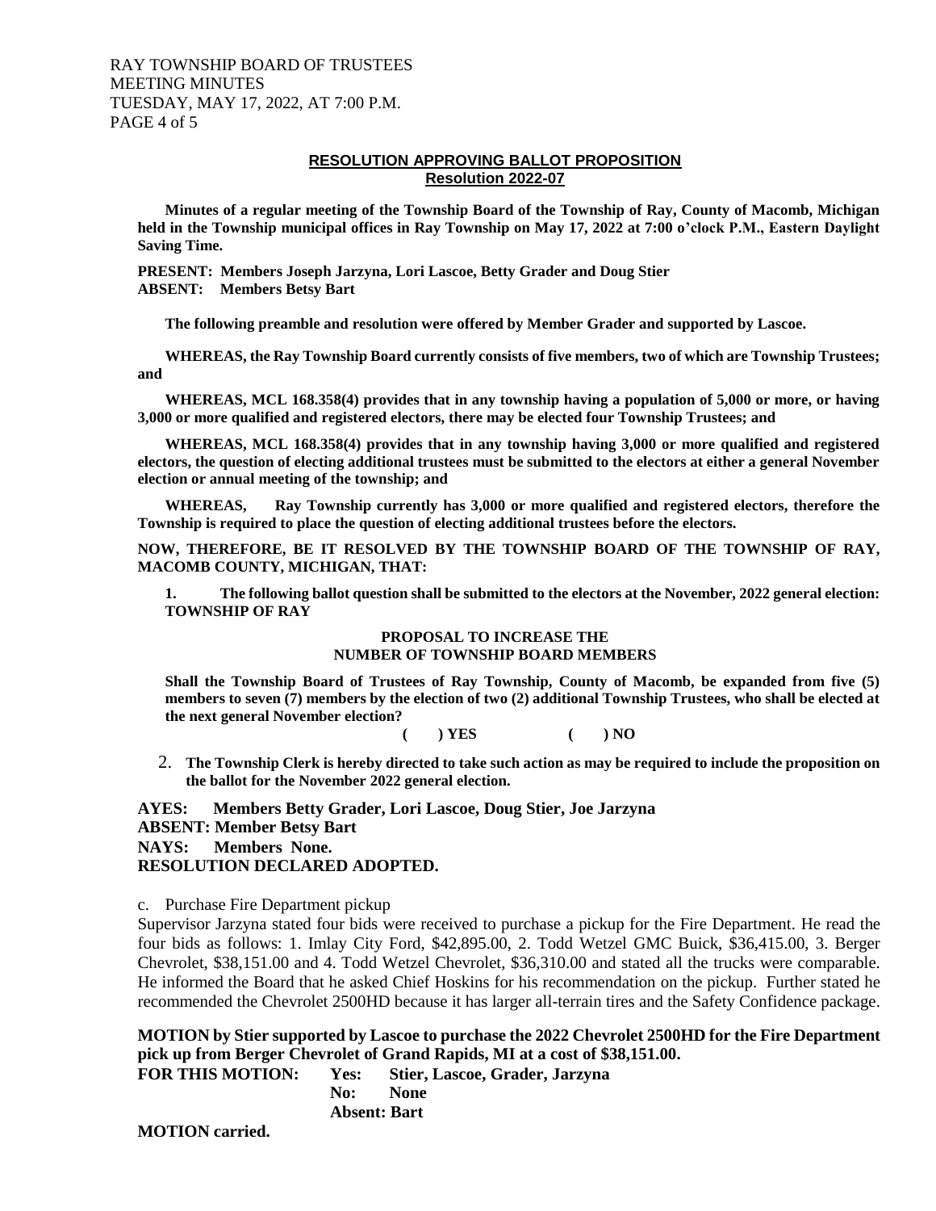**RESOLUTION APPROVING BALLOT PROPOSITION**
**Resolution 2022-07**

**Minutes of a regular meeting of the Township Board of the Township of Ray, County of Macomb, Michigan held in the Township municipal offices in Ray Township on May 17, 2022 at 7:00 o'clock P.M., Eastern Daylight Saving Time.**

**PRESENT: Members Joseph Jarzyna, Lori Lascoe, Betty Grader and Doug Stier**
**ABSENT: Members Betsy Bart**

**The following preamble and resolution were offered by Member Grader and supported by Lascoe.**

**WHEREAS, the Ray Township Board currently consists of five members, two of which are Township Trustees; and**

**WHEREAS, MCL 168.358(4) provides that in any township having a population of 5,000 or more, or having 3,000 or more qualified and registered electors, there may be elected four Township Trustees; and**

**WHEREAS, MCL 168.358(4) provides that in any township having 3,000 or more qualified and registered electors, the question of electing additional trustees must be submitted to the electors at either a general November election or annual meeting of the township; and**

**WHEREAS, Ray Township currently has 3,000 or more qualified and registered electors, therefore the Township is required to place the question of electing additional trustees before the electors.**

**NOW, THEREFORE, BE IT RESOLVED BY THE TOWNSHIP BOARD OF THE TOWNSHIP OF RAY, MACOMB COUNTY, MICHIGAN, THAT:**

**1. The following ballot question shall be submitted to the electors at the November, 2022 general election: TOWNSHIP OF RAY**

**PROPOSAL TO INCREASE THE**
**NUMBER OF TOWNSHIP BOARD MEMBERS**

**Shall the Township Board of Trustees of Ray Township, County of Macomb, be expanded from five (5) members to seven (7) members by the election of two (2) additional Township Trustees, who shall be elected at the next general November election?**

**( ) YES ( ) NO**

2. **The Township Clerk is hereby directed to take such action as may be required to include the proposition on the ballot for the November 2022 general election.**

**AYES: Members Betty Grader, Lori Lascoe, Doug Stier, Joe Jarzyna**
**ABSENT: Member Betsy Bart**
**NAYS: Members None.**
**RESOLUTION DECLARED ADOPTED.**

c. Purchase Fire Department pickup

Supervisor Jarzyna stated four bids were received to purchase a pickup for the Fire Department. He read the four bids as follows: 1. Imlay City Ford, $42,895.00, 2. Todd Wetzel GMC Buick, $36,415.00, 3. Berger Chevrolet, $38,151.00 and 4. Todd Wetzel Chevrolet, $36,310.00 and stated all the trucks were comparable. He informed the Board that he asked Chief Hoskins for his recommendation on the pickup. Further stated he recommended the Chevrolet 2500HD because it has larger all-terrain tires and the Safety Confidence package.

**MOTION by Stier supported by Lascoe to purchase the 2022 Chevrolet 2500HD for the Fire Department pick up from Berger Chevrolet of Grand Rapids, MI at a cost of $38,151.00.**

**FOR THIS MOTION: Yes: Stier, Lascoe, Grader, Jarzyna**
**No: None**
**Absent: Bart**

**MOTION carried.**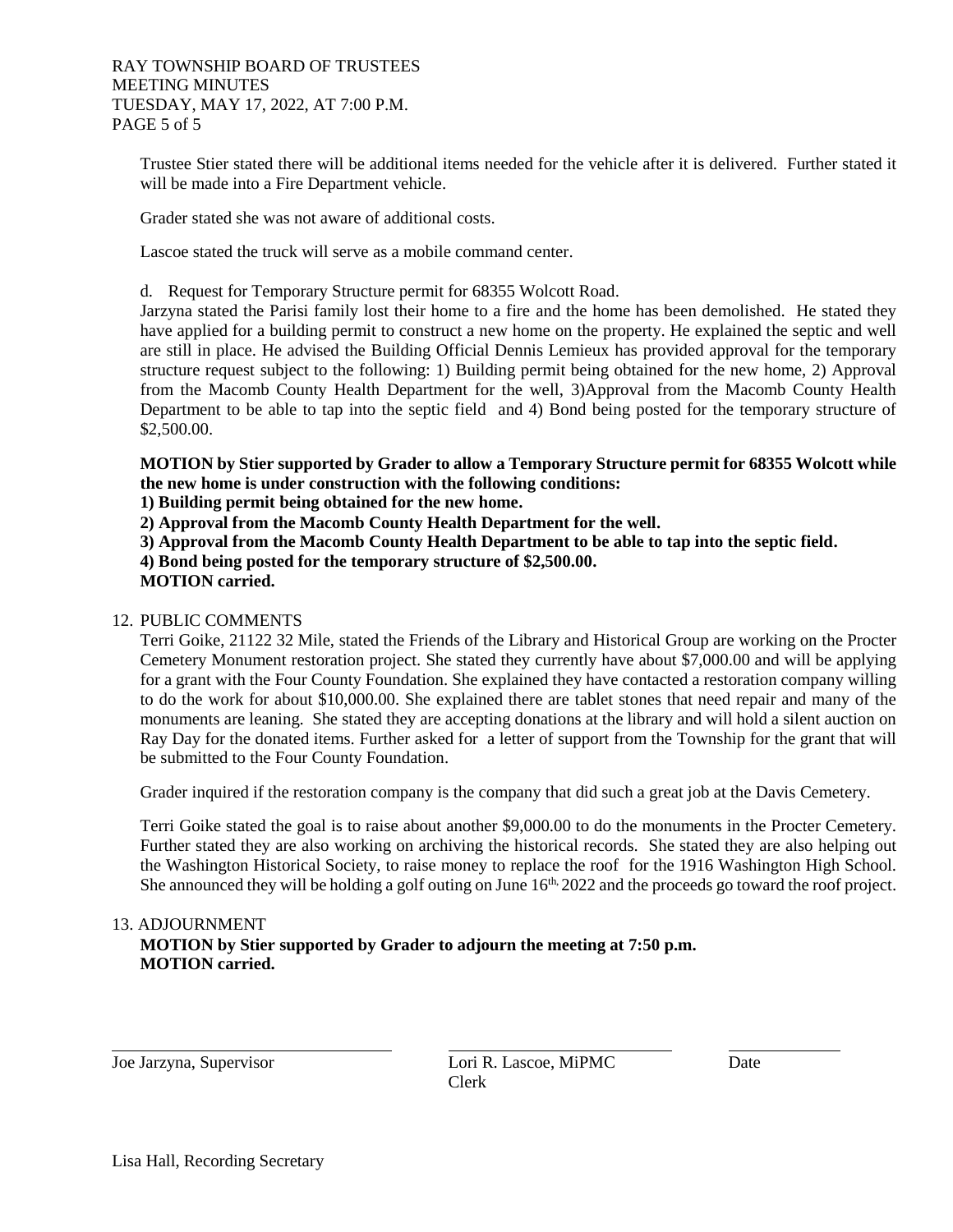Trustee Stier stated there will be additional items needed for the vehicle after it is delivered. Further stated it will be made into a Fire Department vehicle.

Grader stated she was not aware of additional costs.

Lascoe stated the truck will serve as a mobile command center.

d. Request for Temporary Structure permit for 68355 Wolcott Road.

Jarzyna stated the Parisi family lost their home to a fire and the home has been demolished. He stated they have applied for a building permit to construct a new home on the property. He explained the septic and well are still in place. He advised the Building Official Dennis Lemieux has provided approval for the temporary structure request subject to the following: 1) Building permit being obtained for the new home, 2) Approval from the Macomb County Health Department for the well, 3)Approval from the Macomb County Health Department to be able to tap into the septic field and 4) Bond being posted for the temporary structure of $2,500.00.

**MOTION by Stier supported by Grader to allow a Temporary Structure permit for 68355 Wolcott while the new home is under construction with the following conditions:**
**1) Building permit being obtained for the new home.**
**2) Approval from the Macomb County Health Department for the well.**
**3) Approval from the Macomb County Health Department to be able to tap into the septic field.**
**4) Bond being posted for the temporary structure of $2,500.00.**
**MOTION carried.**

12. PUBLIC COMMENTS

Terri Goike, 21122 32 Mile, stated the Friends of the Library and Historical Group are working on the Procter Cemetery Monument restoration project. She stated they currently have about $7,000.00 and will be applying for a grant with the Four County Foundation. She explained they have contacted a restoration company willing to do the work for about $10,000.00. She explained there are tablet stones that need repair and many of the monuments are leaning. She stated they are accepting donations at the library and will hold a silent auction on Ray Day for the donated items. Further asked for a letter of support from the Township for the grant that will be submitted to the Four County Foundation.

Grader inquired if the restoration company is the company that did such a great job at the Davis Cemetery.

Terri Goike stated the goal is to raise about another $9,000.00 to do the monuments in the Procter Cemetery. Further stated they are also working on archiving the historical records. She stated they are also helping out the Washington Historical Society, to raise money to replace the roof for the 1916 Washington High School. She announced they will be holding a golf outing on June 16th, 2022 and the proceeds go toward the roof project.

13. ADJOURNMENT

**MOTION by Stier supported by Grader to adjourn the meeting at 7:50 p.m.**
**MOTION carried.**

Joe Jarzyna, Supervisor

Lori R. Lascoe, MiPMC
Clerk

Date

Lisa Hall, Recording Secretary